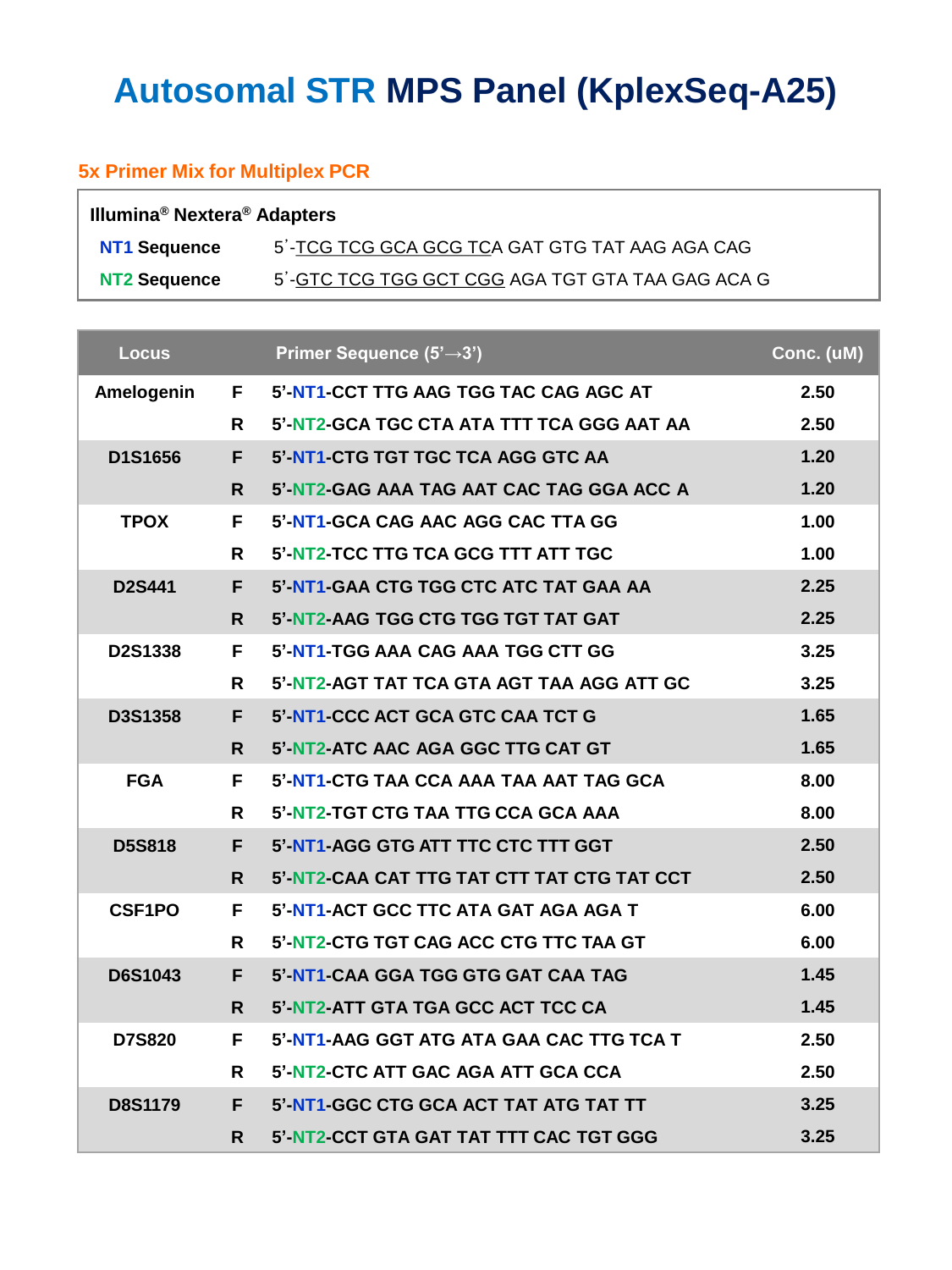# Autosomal STR MPS Panel (KplexSeq-A25)

## 5x Primer Mix for Multiplex PCR

**Illumina® Nextera® Adapters**

| | |
|---|---|
| **NT1 Sequence** | 5'-TCG TCG GCA GCG TCA GAT GTG TAT AAG AGA CAG |
| **NT2 Sequence** | 5'-GTC TCG TGG GCT CGG AGA TGT GTA TAA GAG ACA G |

| Locus | | Primer Sequence (5'→3') | Conc. (uM) |
|---|---|---|---|
| Amelogenin | F | 5'-NT1-CCT TTG AAG TGG TAC CAG AGC AT | 2.50 |
| | R | 5'-NT2-GCA TGC CTA ATA TTT TCA GGG AAT AA | 2.50 |
| D1S1656 | F | 5'-NT1-CTG TGT TGC TCA AGG GTC AA | 1.20 |
| | R | 5'-NT2-GAG AAA TAG AAT CAC TAG GGA ACC A | 1.20 |
| TPOX | F | 5'-NT1-GCA CAG AAC AGG CAC TTA GG | 1.00 |
| | R | 5'-NT2-TCC TTG TCA GCG TTT ATT TGC | 1.00 |
| D2S441 | F | 5'-NT1-GAA CTG TGG CTC ATC TAT GAA AA | 2.25 |
| | R | 5'-NT2-AAG TGG CTG TGG TGT TAT GAT | 2.25 |
| D2S1338 | F | 5'-NT1-TGG AAA CAG AAA TGG CTT GG | 3.25 |
| | R | 5'-NT2-AGT TAT TCA GTA AGT TAA AGG ATT GC | 3.25 |
| D3S1358 | F | 5'-NT1-CCC ACT GCA GTC CAA TCT G | 1.65 |
| | R | 5'-NT2-ATC AAC AGA GGC TTG CAT GT | 1.65 |
| FGA | F | 5'-NT1-CTG TAA CCA AAA TAA AAT TAG GCA | 8.00 |
| | R | 5'-NT2-TGT CTG TAA TTG CCA GCA AAA | 8.00 |
| D5S818 | F | 5'-NT1-AGG GTG ATT TTC CTC TTT GGT | 2.50 |
| | R | 5'-NT2-CAA CAT TTG TAT CTT TAT CTG TAT CCT | 2.50 |
| CSF1PO | F | 5'-NT1-ACT GCC TTC ATA GAT AGA AGA T | 6.00 |
| | R | 5'-NT2-CTG TGT CAG ACC CTG TTC TAA GT | 6.00 |
| D6S1043 | F | 5'-NT1-CAA GGA TGG GTG GAT CAA TAG | 1.45 |
| | R | 5'-NT2-ATT GTA TGA GCC ACT TCC CA | 1.45 |
| D7S820 | F | 5'-NT1-AAG GGT ATG ATA GAA CAC TTG TCA T | 2.50 |
| | R | 5'-NT2-CTC ATT GAC AGA ATT GCA CCA | 2.50 |
| D8S1179 | F | 5'-NT1-GGC CTG GCA ACT TAT ATG TAT TT | 3.25 |
| | R | 5'-NT2-CCT GTA GAT TAT TTT CAC TGT GGG | 3.25 |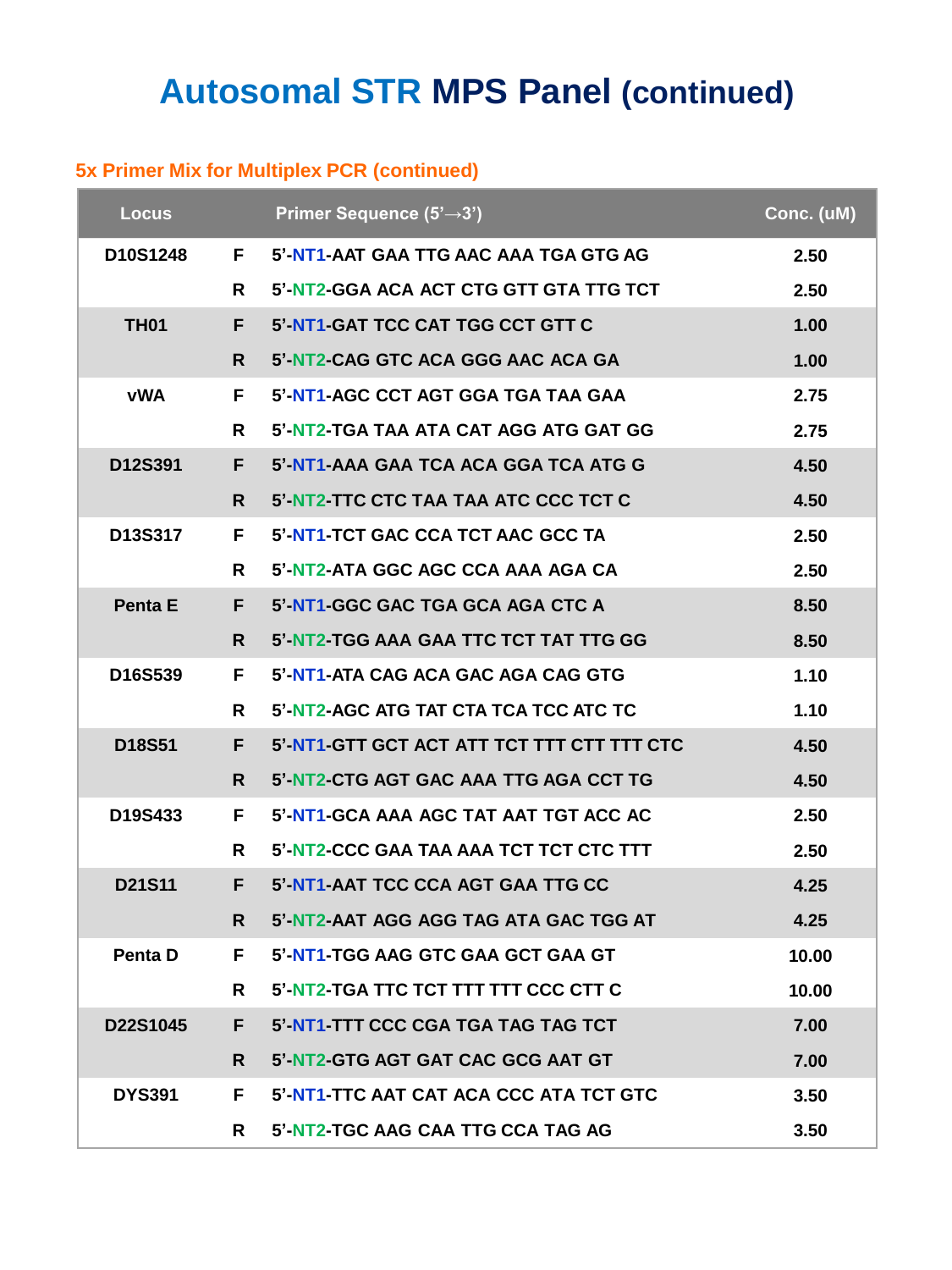# Autosomal STR MPS Panel (continued)

## 5x Primer Mix for Multiplex PCR (continued)

| Locus | | Primer Sequence (5'→3') | Conc. (uM) |
|---|---|---|---|
| D10S1248 | F | 5'-NT1-AAT GAA TTG AAC AAA TGA GTG AG | 2.50 |
| | R | 5'-NT2-GGA ACA ACT CTG GTT GTA TTG TCT | 2.50 |
| TH01 | F | 5'-NT1-GAT TCC CAT TGG CCT GTT C | 1.00 |
| | R | 5'-NT2-CAG GTC ACA GGG AAC ACA GA | 1.00 |
| vWA | F | 5'-NT1-AGC CCT AGT GGA TGA TAA GAA | 2.75 |
| | R | 5'-NT2-TGA TAA ATA CAT AGG ATG GAT GG | 2.75 |
| D12S391 | F | 5'-NT1-AAA GAA TCA ACA GGA TCA ATG G | 4.50 |
| | R | 5'-NT2-TTC CTC TAA TAA ATC CCC TCT C | 4.50 |
| D13S317 | F | 5'-NT1-TCT GAC CCA TCT AAC GCC TA | 2.50 |
| | R | 5'-NT2-ATA GGC AGC CCA AAA AGA CA | 2.50 |
| Penta E | F | 5'-NT1-GGC GAC TGA GCA AGA CTC A | 8.50 |
| | R | 5'-NT2-TGG AAA GAA TTC TCT TAT TTG GG | 8.50 |
| D16S539 | F | 5'-NT1-ATA CAG ACA GAC AGA CAG GTG | 1.10 |
| | R | 5'-NT2-AGC ATG TAT CTA TCA TCC ATC TC | 1.10 |
| D18S51 | F | 5'-NT1-GTT GCT ACT ATT TCT TTT CTT TTT CTC | 4.50 |
| | R | 5'-NT2-CTG AGT GAC AAA TTG AGA CCT TG | 4.50 |
| D19S433 | F | 5'-NT1-GCA AAA AGC TAT AAT TGT ACC AC | 2.50 |
| | R | 5'-NT2-CCC GAA TAA AAA TCT TCT CTC TTT | 2.50 |
| D21S11 | F | 5'-NT1-AAT TCC CCA AGT GAA TTG CC | 4.25 |
| | R | 5'-NT2-AAT AGG AGG TAG ATA GAC TGG AT | 4.25 |
| Penta D | F | 5'-NT1-TGG AAG GTC GAA GCT GAA GT | 10.00 |
| | R | 5'-NT2-TGA TTC TCT TTT TTT CCC CTT C | 10.00 |
| D22S1045 | F | 5'-NT1-TTT CCC CGA TGA TAG TAG TCT | 7.00 |
| | R | 5'-NT2-GTG AGT GAT CAC GCG AAT GT | 7.00 |
| DYS391 | F | 5'-NT1-TTC AAT CAT ACA CCC ATA TCT GTC | 3.50 |
| | R | 5'-NT2-TGC AAG CAA TTG CCA TAG AG | 3.50 |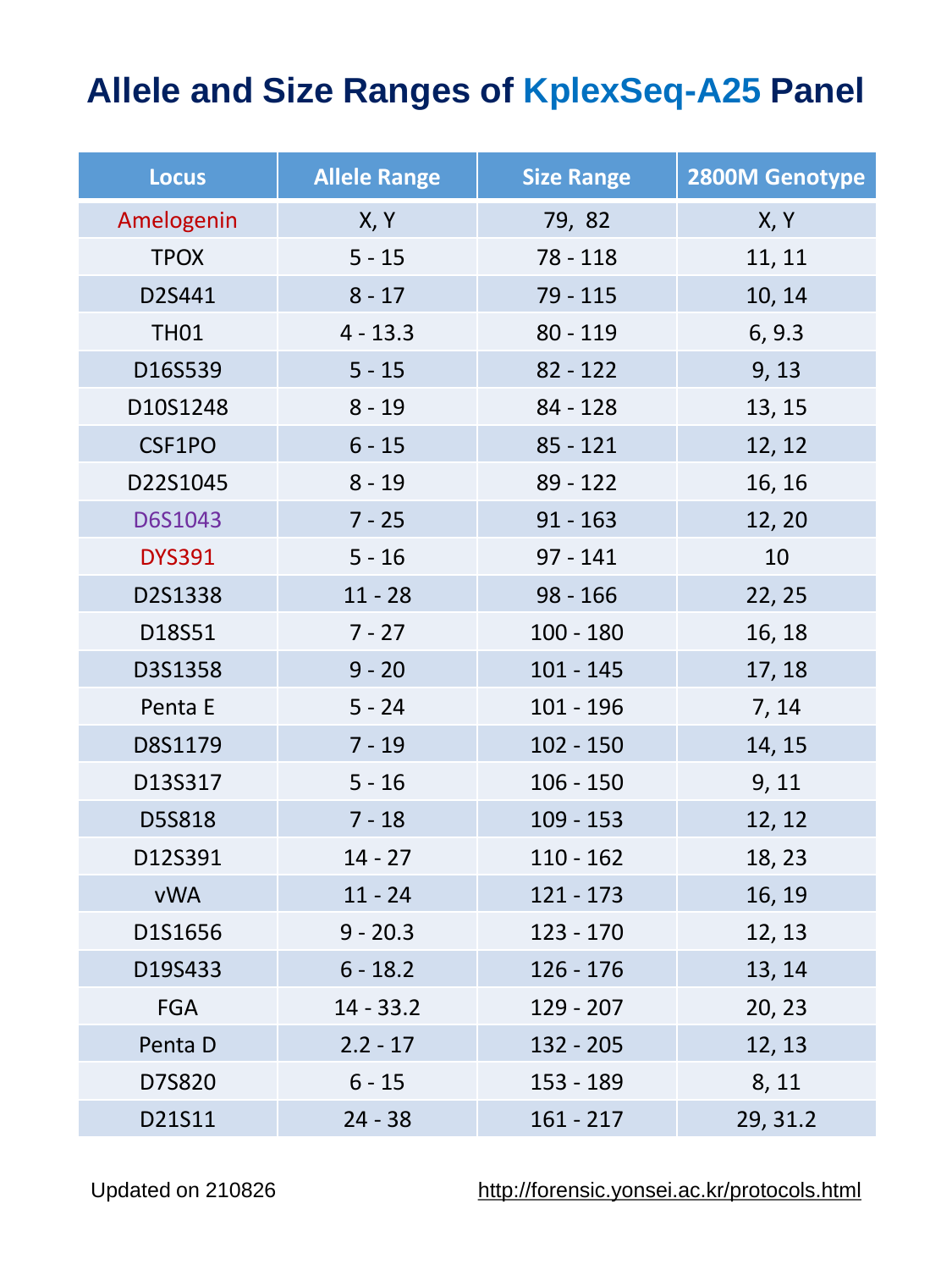# Allele and Size Ranges of KplexSeq-A25 Panel

| Locus | Allele Range | Size Range | 2800M Genotype |
|---|---|---|---|
| Amelogenin | X, Y | 79, 82 | X, Y |
| TPOX | 5 - 15 | 78 - 118 | 11, 11 |
| D2S441 | 8 - 17 | 79 - 115 | 10, 14 |
| TH01 | 4 - 13.3 | 80 - 119 | 6, 9.3 |
| D16S539 | 5 - 15 | 82 - 122 | 9, 13 |
| D10S1248 | 8 - 19 | 84 - 128 | 13, 15 |
| CSF1PO | 6 - 15 | 85 - 121 | 12, 12 |
| D22S1045 | 8 - 19 | 89 - 122 | 16, 16 |
| D6S1043 | 7 - 25 | 91 - 163 | 12, 20 |
| DYS391 | 5 - 16 | 97 - 141 | 10 |
| D2S1338 | 11 - 28 | 98 - 166 | 22, 25 |
| D18S51 | 7 - 27 | 100 - 180 | 16, 18 |
| D3S1358 | 9 - 20 | 101 - 145 | 17, 18 |
| Penta E | 5 - 24 | 101 - 196 | 7, 14 |
| D8S1179 | 7 - 19 | 102 - 150 | 14, 15 |
| D13S317 | 5 - 16 | 106 - 150 | 9, 11 |
| D5S818 | 7 - 18 | 109 - 153 | 12, 12 |
| D12S391 | 14 - 27 | 110 - 162 | 18, 23 |
| vWA | 11 - 24 | 121 - 173 | 16, 19 |
| D1S1656 | 9 - 20.3 | 123 - 170 | 12, 13 |
| D19S433 | 6 - 18.2 | 126 - 176 | 13, 14 |
| FGA | 14 - 33.2 | 129 - 207 | 20, 23 |
| Penta D | 2.2 - 17 | 132 - 205 | 12, 13 |
| D7S820 | 6 - 15 | 153 - 189 | 8, 11 |
| D21S11 | 24 - 38 | 161 - 217 | 29, 31.2 |

Updated on 210826

http://forensic.yonsei.ac.kr/protocols.html